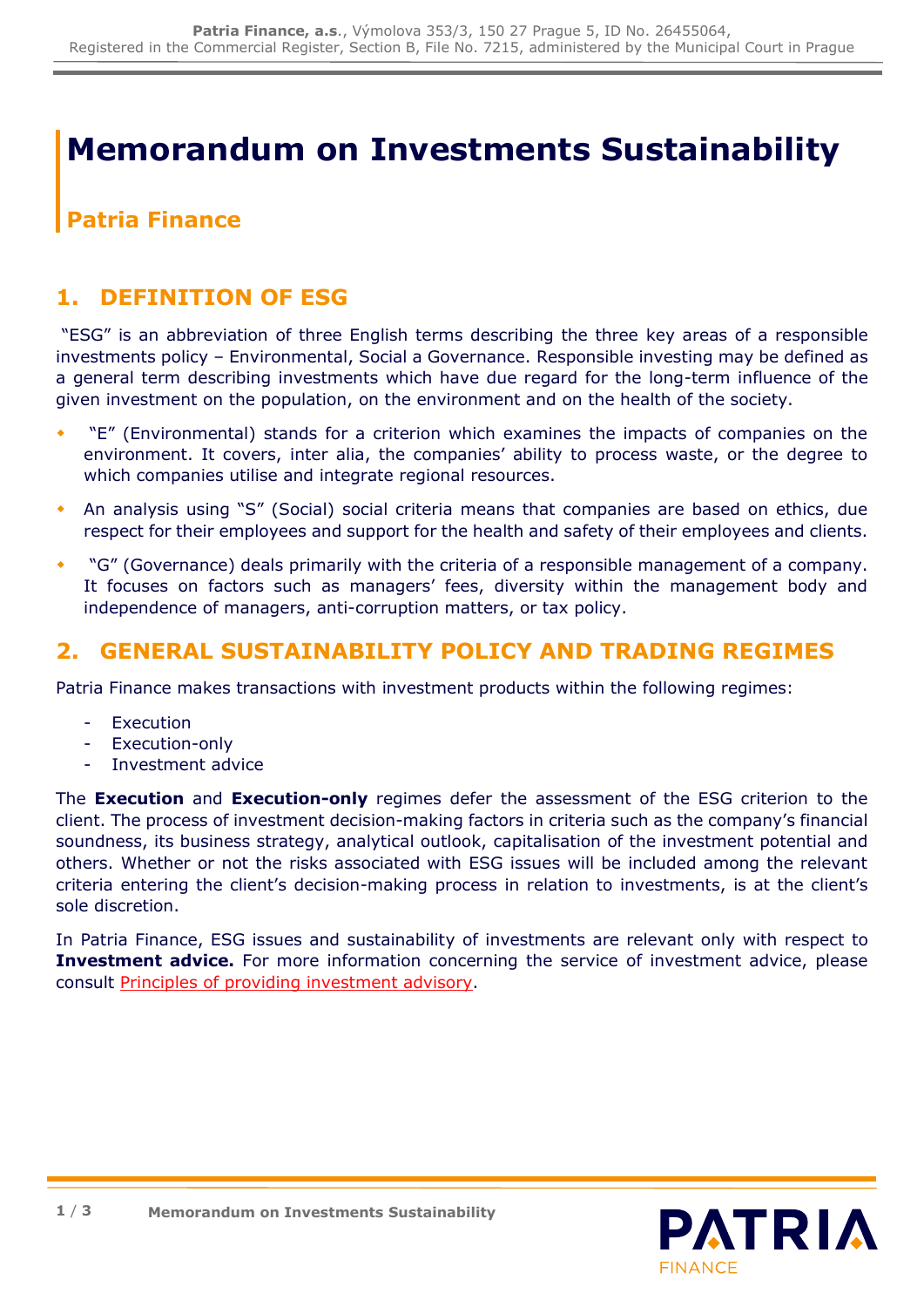# Memorandum on Investments Sustainability

## Patria Finance

## 1. DEFINITION OF ESG

"ESG" is an abbreviation of three English terms describing the three key areas of a responsible investments policy – Environmental, Social a Governance. Responsible investing may be defined as a general term describing investments which have due regard for the long-term influence of the given investment on the population, on the environment and on the health of the society.

- "E" (Environmental) stands for a criterion which examines the impacts of companies on the environment. It covers, inter alia, the companies' ability to process waste, or the degree to which companies utilise and integrate regional resources.
- An analysis using "S" (Social) social criteria means that companies are based on ethics, due respect for their employees and support for the health and safety of their employees and clients.
- "G" (Governance) deals primarily with the criteria of a responsible management of a company. It focuses on factors such as managers' fees, diversity within the management body and independence of managers, anti-corruption matters, or tax policy.

## 2. GENERAL SUSTAINABILITY POLICY AND TRADING REGIMES

Patria Finance makes transactions with investment products within the following regimes:

- Execution
- Execution-only
- Investment advice

The **Execution** and **Execution-only** regimes defer the assessment of the ESG criterion to the client. The process of investment decision-making factors in criteria such as the company's financial soundness, its business strategy, analytical outlook, capitalisation of the investment potential and others. Whether or not the risks associated with ESG issues will be included among the relevant criteria entering the client's decision-making process in relation to investments, is at the client's sole discretion.

In Patria Finance, ESG issues and sustainability of investments are relevant only with respect to **Investment advice.** For more information concerning the service of investment advice, please consult Principles of providing investment advisory.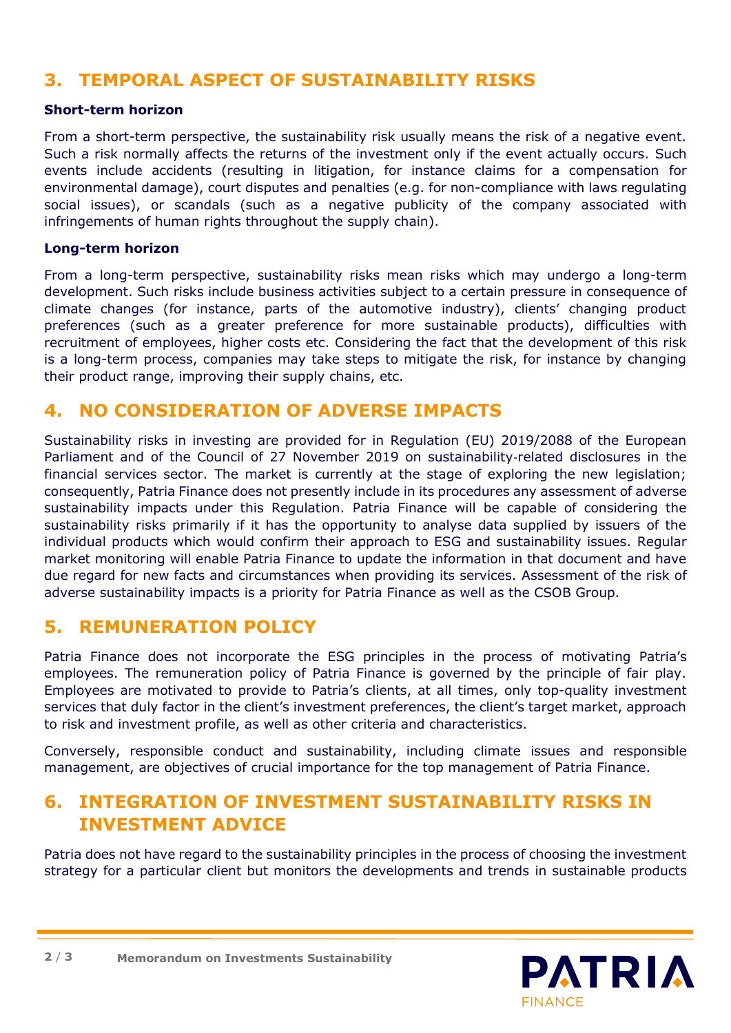## 3. TEMPORAL ASPECT OF SUSTAINABILITY RISKS

**Short-term horizon**

From a short-term perspective, the sustainability risk usually means the risk of a negative event. Such a risk normally affects the returns of the investment only if the event actually occurs. Such events include accidents (resulting in litigation, for instance claims for a compensation for environmental damage), court disputes and penalties (e.g. for non-compliance with laws regulating social issues), or scandals (such as a negative publicity of the company associated with infringements of human rights throughout the supply chain).

**Long-term horizon**

From a long-term perspective, sustainability risks mean risks which may undergo a long-term development. Such risks include business activities subject to a certain pressure in consequence of climate changes (for instance, parts of the automotive industry), clients' changing product preferences (such as a greater preference for more sustainable products), difficulties with recruitment of employees, higher costs etc. Considering the fact that the development of this risk is a long-term process, companies may take steps to mitigate the risk, for instance by changing their product range, improving their supply chains, etc.

## 4. NO CONSIDERATION OF ADVERSE IMPACTS

Sustainability risks in investing are provided for in Regulation (EU) 2019/2088 of the European Parliament and of the Council of 27 November 2019 on sustainability-related disclosures in the financial services sector. The market is currently at the stage of exploring the new legislation; consequently, Patria Finance does not presently include in its procedures any assessment of adverse sustainability impacts under this Regulation. Patria Finance will be capable of considering the sustainability risks primarily if it has the opportunity to analyse data supplied by issuers of the individual products which would confirm their approach to ESG and sustainability issues. Regular market monitoring will enable Patria Finance to update the information in that document and have due regard for new facts and circumstances when providing its services. Assessment of the risk of adverse sustainability impacts is a priority for Patria Finance as well as the CSOB Group.

## 5. REMUNERATION POLICY

Patria Finance does not incorporate the ESG principles in the process of motivating Patria's employees. The remuneration policy of Patria Finance is governed by the principle of fair play. Employees are motivated to provide to Patria's clients, at all times, only top-quality investment services that duly factor in the client's investment preferences, the client's target market, approach to risk and investment profile, as well as other criteria and characteristics.

Conversely, responsible conduct and sustainability, including climate issues and responsible management, are objectives of crucial importance for the top management of Patria Finance.

## 6. INTEGRATION OF INVESTMENT SUSTAINABILITY RISKS IN INVESTMENT ADVICE

Patria does not have regard to the sustainability principles in the process of choosing the investment strategy for a particular client but monitors the developments and trends in sustainable products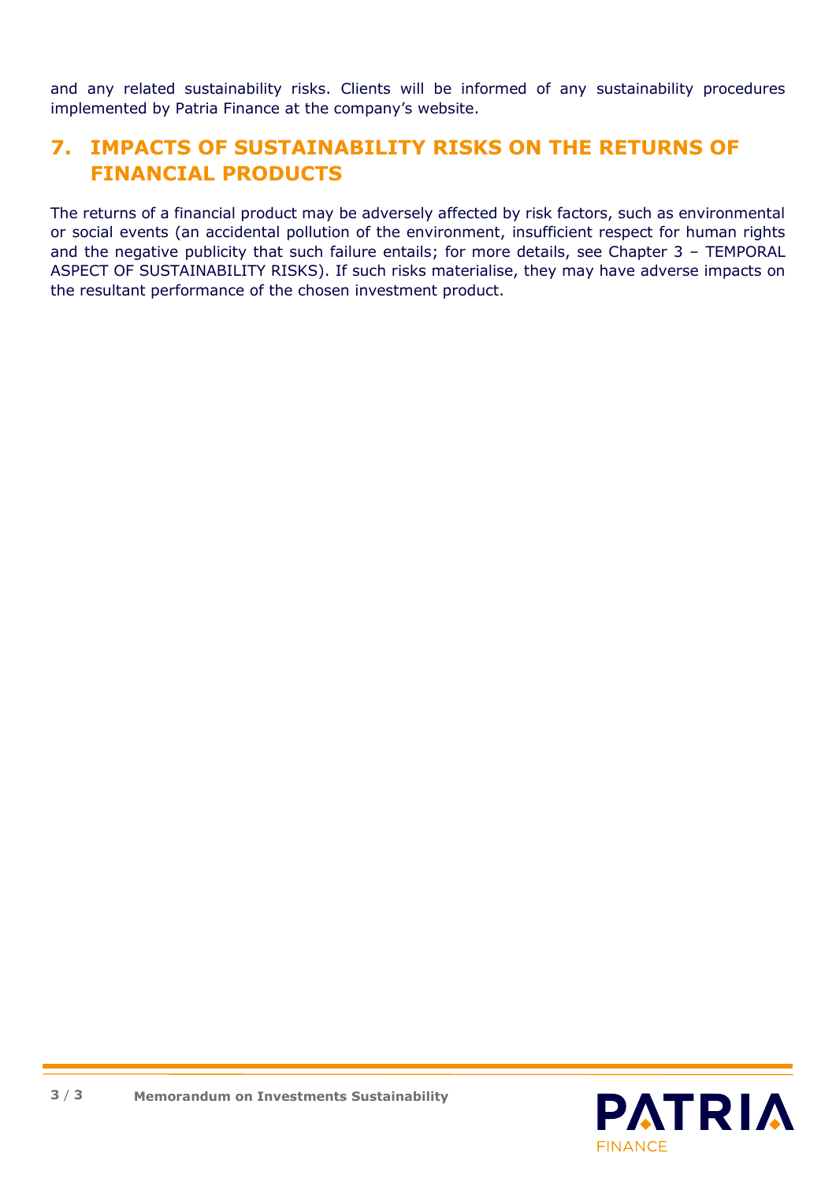and any related sustainability risks. Clients will be informed of any sustainability procedures implemented by Patria Finance at the company's website.

## 7. IMPACTS OF SUSTAINABILITY RISKS ON THE RETURNS OF FINANCIAL PRODUCTS

The returns of a financial product may be adversely affected by risk factors, such as environmental or social events (an accidental pollution of the environment, insufficient respect for human rights and the negative publicity that such failure entails; for more details, see Chapter 3 – TEMPORAL ASPECT OF SUSTAINABILITY RISKS). If such risks materialise, they may have adverse impacts on the resultant performance of the chosen investment product.